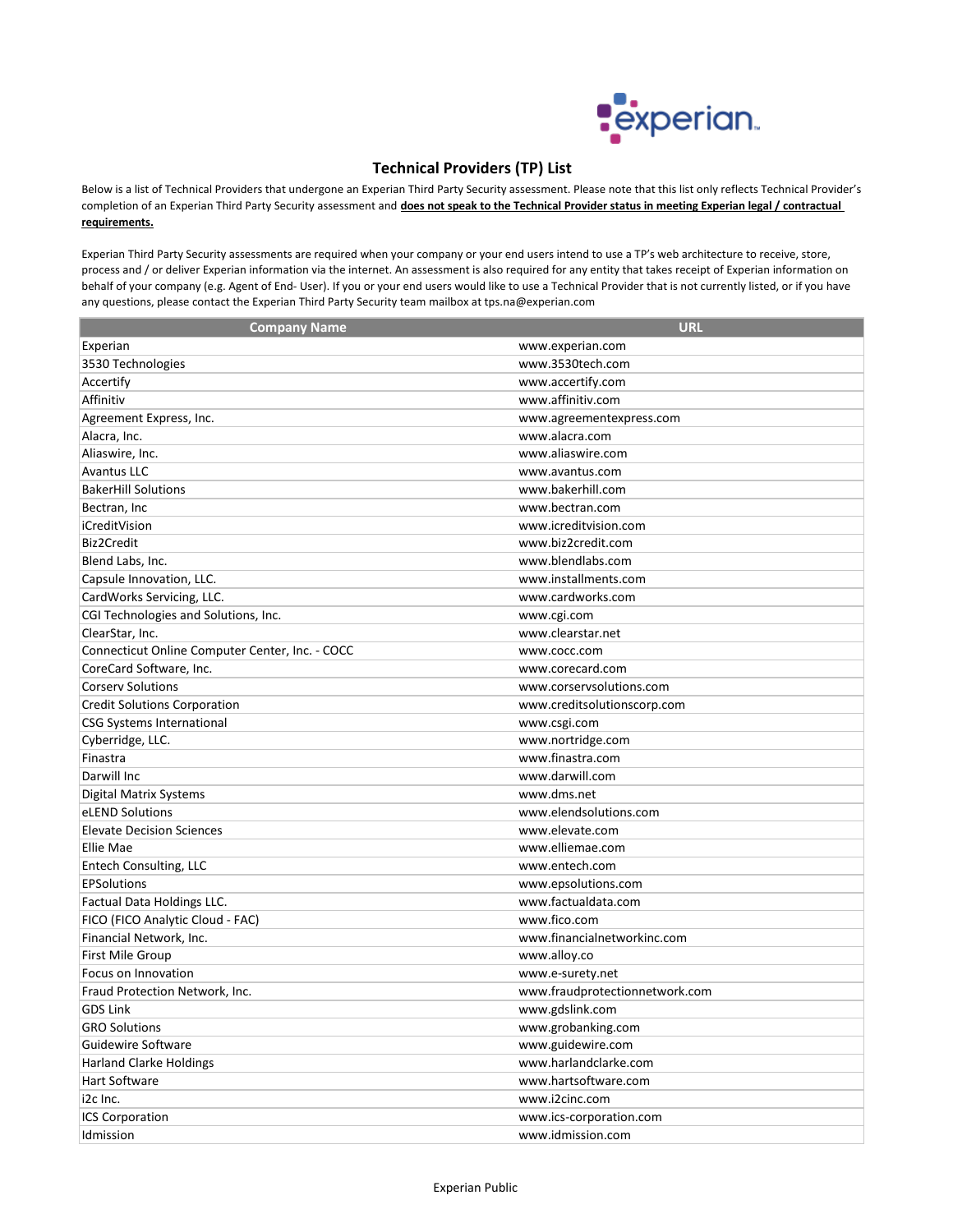# Technical Providers (TP) List

Below is a list of Technical Providers that undergone an Experian Third Party Security assessment. Please note that this list only reflects Technical Provider's completion of an Experian Third Party Security assessment and **does not speak to the Technical Provider status in meeting Experian legal / contractual requirements.**

Experian Third Party Security assessments are required when your company or your end users intend to use a TP's web architecture to receive, store, process and / or deliver Experian information via the internet. An assessment is also required for any entity that takes receipt of Experian information on behalf of your company (e.g. Agent of End- User). If you or your end users would like to use a Technical Provider that is not currently listed, or if you have any questions, please contact the Experian Third Party Security team mailbox at tps.na@experian.com

| Company Name | URL |
|---|---|
| Experian | www.experian.com |
| 3530 Technologies | www.3530tech.com |
| Accertify | www.accertify.com |
| Affinitiv | www.affinitiv.com |
| Agreement Express, Inc. | www.agreementexpress.com |
| Alacra, Inc. | www.alacra.com |
| Aliaswire, Inc. | www.aliaswire.com |
| Avantus LLC | www.avantus.com |
| BakerHill Solutions | www.bakerhill.com |
| Bectran, Inc | www.bectran.com |
| iCreditVision | www.icreditvision.com |
| Biz2Credit | www.biz2credit.com |
| Blend Labs, Inc. | www.blendlabs.com |
| Capsule Innovation, LLC. | www.installments.com |
| CardWorks Servicing, LLC. | www.cardworks.com |
| CGI Technologies and Solutions, Inc. | www.cgi.com |
| ClearStar, Inc. | www.clearstar.net |
| Connecticut Online Computer Center, Inc. - COCC | www.cocc.com |
| CoreCard Software, Inc. | www.corecard.com |
| Corserv Solutions | www.corservsolutions.com |
| Credit Solutions Corporation | www.creditsolutionscorp.com |
| CSG Systems International | www.csgi.com |
| Cyberridge, LLC. | www.nortridge.com |
| Finastra | www.finastra.com |
| Darwill Inc | www.darwill.com |
| Digital Matrix Systems | www.dms.net |
| eLEND Solutions | www.elendsolutions.com |
| Elevate Decision Sciences | www.elevate.com |
| Ellie Mae | www.elliemae.com |
| Entech Consulting, LLC | www.entech.com |
| EPSolutions | www.epsolutions.com |
| Factual Data Holdings LLC. | www.factualdata.com |
| FICO (FICO Analytic Cloud - FAC) | www.fico.com |
| Financial Network, Inc. | www.financialnetworkinc.com |
| First Mile Group | www.alloy.co |
| Focus on Innovation | www.e-surety.net |
| Fraud Protection Network, Inc. | www.fraudprotectionnetwork.com |
| GDS Link | www.gdslink.com |
| GRO Solutions | www.grobanking.com |
| Guidewire Software | www.guidewire.com |
| Harland Clarke Holdings | www.harlandclarke.com |
| Hart Software | www.hartsoftware.com |
| i2c Inc. | www.i2cinc.com |
| ICS Corporation | www.ics-corporation.com |
| Idmission | www.idmission.com |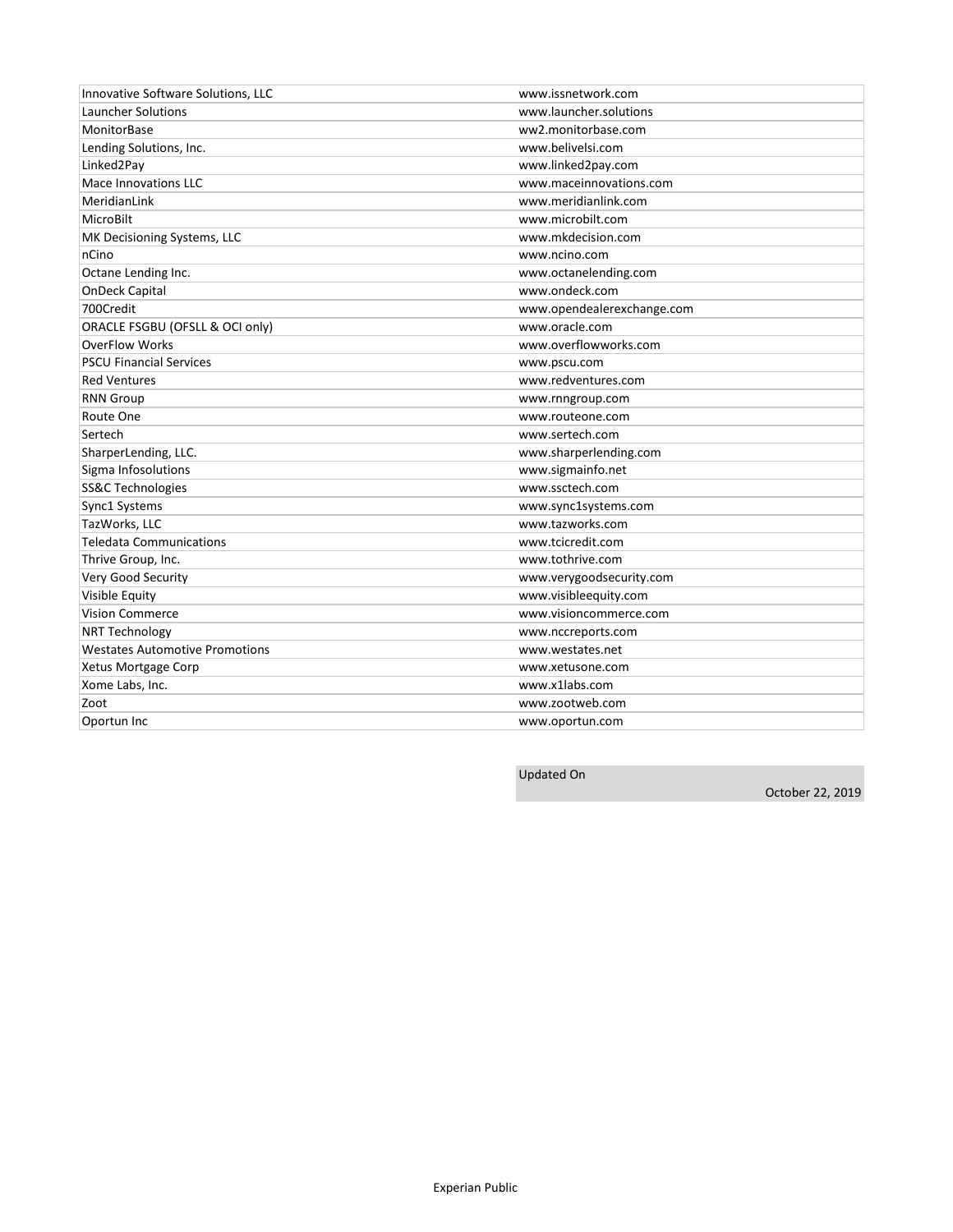| | |
|---|---|
| Innovative Software Solutions, LLC | www.issnetwork.com |
| Launcher Solutions | www.launcher.solutions |
| MonitorBase | ww2.monitorbase.com |
| Lending Solutions, Inc. | www.belivelsi.com |
| Linked2Pay | www.linked2pay.com |
| Mace Innovations LLC | www.maceinnovations.com |
| MeridianLink | www.meridianlink.com |
| MicroBilt | www.microbilt.com |
| MK Decisioning Systems, LLC | www.mkdecision.com |
| nCino | www.ncino.com |
| Octane Lending Inc. | www.octanelending.com |
| OnDeck Capital | www.ondeck.com |
| 700Credit | www.opendealerexchange.com |
| ORACLE FSGBU (OFSLL & OCI only) | www.oracle.com |
| OverFlow Works | www.overflowworks.com |
| PSCU Financial Services | www.pscu.com |
| Red Ventures | www.redventures.com |
| RNN Group | www.rnngroup.com |
| Route One | www.routeone.com |
| Sertech | www.sertech.com |
| SharperLending, LLC. | www.sharperlending.com |
| Sigma Infosolutions | www.sigmainfo.net |
| SS&C Technologies | www.ssctech.com |
| Sync1 Systems | www.sync1systems.com |
| TazWorks, LLC | www.tazworks.com |
| Teledata Communications | www.tcicredit.com |
| Thrive Group, Inc. | www.tothrive.com |
| Very Good Security | www.verygoodsecurity.com |
| Visible Equity | www.visibleequity.com |
| Vision Commerce | www.visioncommerce.com |
| NRT Technology | www.nccreports.com |
| Westates Automotive Promotions | www.westates.net |
| Xetus Mortgage Corp | www.xetusone.com |
| Xome Labs, Inc. | www.x1labs.com |
| Zoot | www.zootweb.com |
| Oportun Inc | www.oportun.com |

Updated On
October 22, 2019

Experian Public